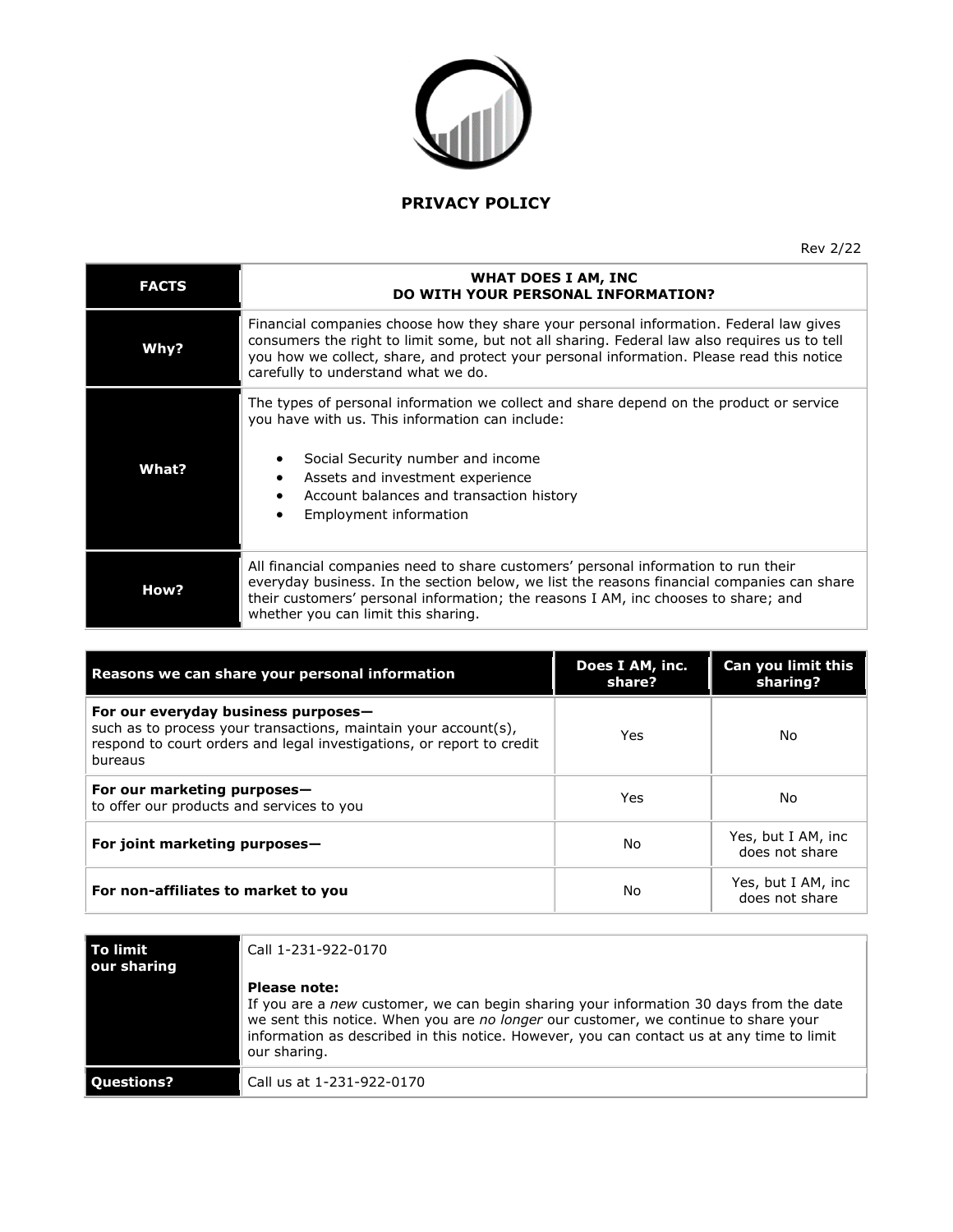# PRIVACY POLICY

Rev 2/22

| FACTS | WHAT DOES I AM, INC DO WITH YOUR PERSONAL INFORMATION? |
|---|---|
| **Why?** | Financial companies choose how they share your personal information. Federal law gives consumers the right to limit some, but not all sharing. Federal law also requires us to tell you how we collect, share, and protect your personal information. Please read this notice carefully to understand what we do. |
| **What?** | The types of personal information we collect and share depend on the product or service you have with us. This information can include:<br>• Social Security number and income<br>• Assets and investment experience<br>• Account balances and transaction history<br>• Employment information |
| **How?** | All financial companies need to share customers' personal information to run their everyday business. In the section below, we list the reasons financial companies can share their customers' personal information; the reasons I AM, inc chooses to share; and whether you can limit this sharing. |

| Reasons we can share your personal information | Does I AM, inc. share? | Can you limit this sharing? |
|---|---|---|
| **For our everyday business purposes—** such as to process your transactions, maintain your account(s), respond to court orders and legal investigations, or report to credit bureaus | Yes | No |
| **For our marketing purposes—** to offer our products and services to you | Yes | No |
| **For joint marketing purposes—** | No | Yes, but I AM, inc does not share |
| **For non-affiliates to market to you** | No | Yes, but I AM, inc does not share |

| To limit our sharing | Call 1-231-922-0170<br><br>**Please note:**<br>If you are a *new* customer, we can begin sharing your information 30 days from the date we sent this notice. When you are *no longer* our customer, we continue to share your information as described in this notice. However, you can contact us at any time to limit our sharing. |
|---|---|
| **Questions?** | Call us at 1-231-922-0170 |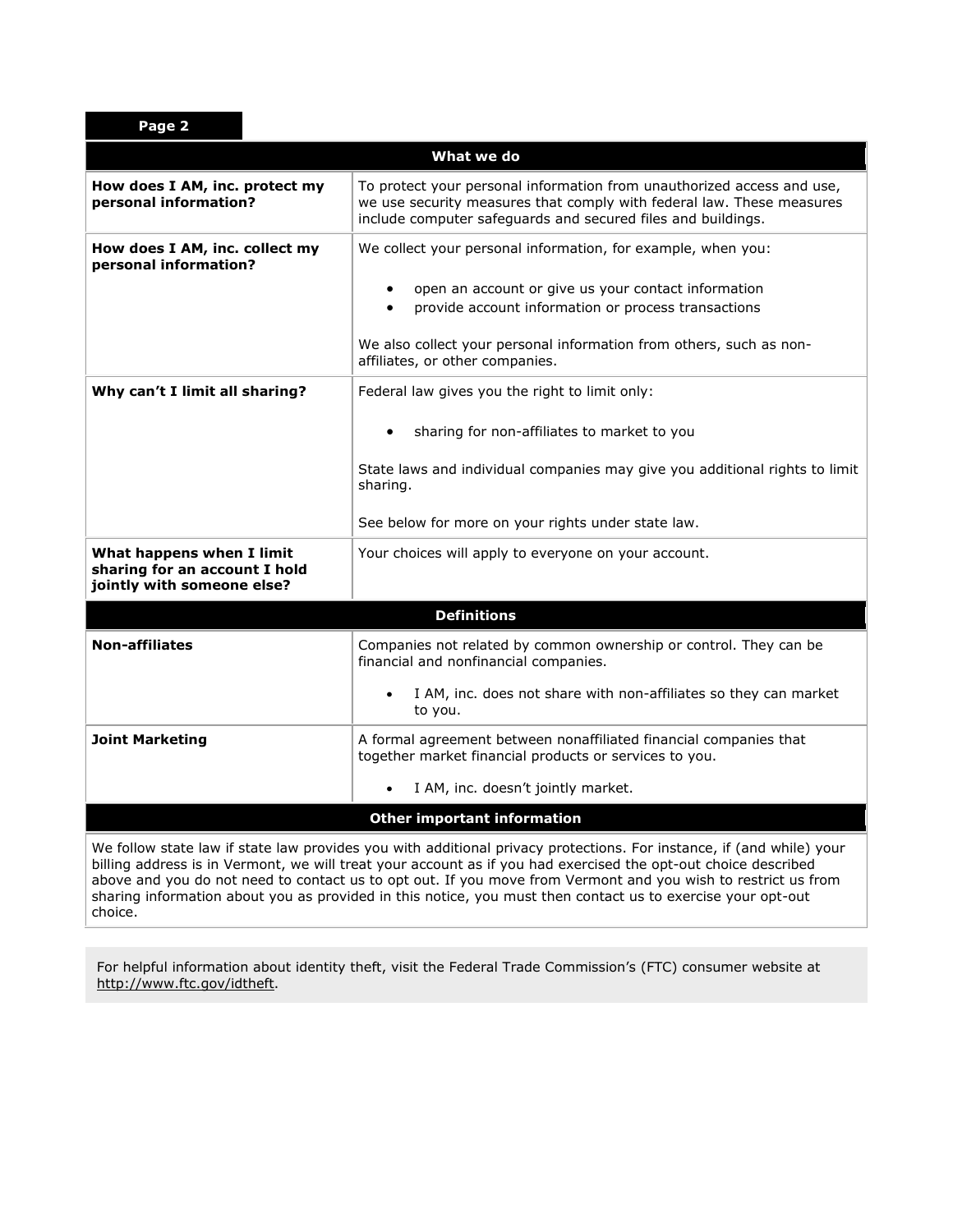**Page 2**

| What we do | |
|---|---|
| **How does I AM, inc. protect my personal information?** | To protect your personal information from unauthorized access and use, we use security measures that comply with federal law. These measures include computer safeguards and secured files and buildings. |
| **How does I AM, inc. collect my personal information?** | We collect your personal information, for example, when you:<br><br>• open an account or give us your contact information<br>• provide account information or process transactions<br><br>We also collect your personal information from others, such as non-affiliates, or other companies. |
| **Why can't I limit all sharing?** | Federal law gives you the right to limit only:<br><br>• sharing for non-affiliates to market to you<br><br>State laws and individual companies may give you additional rights to limit sharing.<br><br>See below for more on your rights under state law. |
| **What happens when I limit sharing for an account I hold jointly with someone else?** | Your choices will apply to everyone on your account. |

| Definitions | |
|---|---|
| **Non-affiliates** | Companies not related by common ownership or control. They can be financial and nonfinancial companies.<br><br>• I AM, inc. does not share with non-affiliates so they can market to you. |
| **Joint Marketing** | A formal agreement between nonaffiliated financial companies that together market financial products or services to you.<br><br>• I AM, inc. doesn't jointly market. |

**Other important information**

We follow state law if state law provides you with additional privacy protections. For instance, if (and while) your billing address is in Vermont, we will treat your account as if you had exercised the opt-out choice described above and you do not need to contact us to opt out. If you move from Vermont and you wish to restrict us from sharing information about you as provided in this notice, you must then contact us to exercise your opt-out choice.

For helpful information about identity theft, visit the Federal Trade Commission's (FTC) consumer website at http://www.ftc.gov/idtheft.